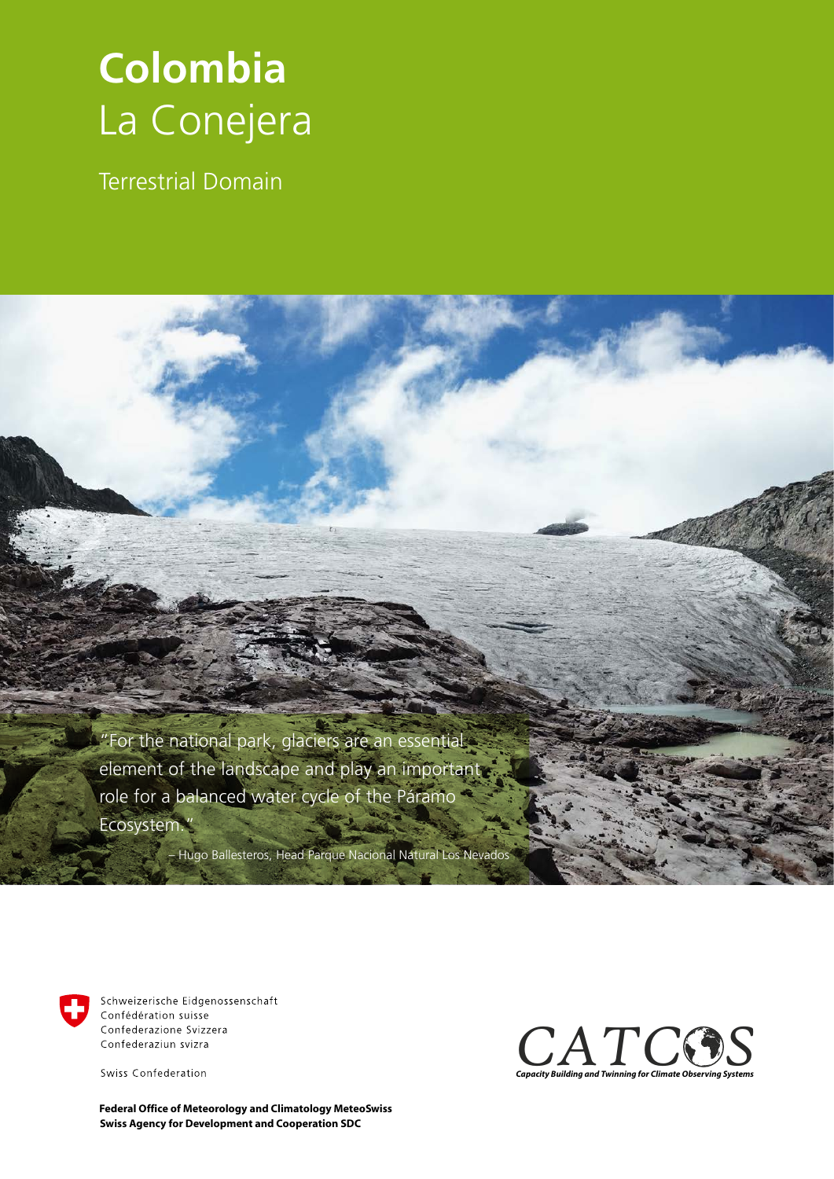# Colombia
## La Conejera

Terrestrial Domain

"For the national park, glaciers are an essential element of the landscape and play an important role for a balanced water cycle of the Páramo Ecosystem."

– Hugo Ballesteros, Head Parque Nacional Natural Los Nevados

Schweizerische Eidgenossenschaft
Confédération suisse
Confederazione Svizzera
Confederaziun svizra

Swiss Confederation

**Federal Office of Meteorology and Climatology MeteoSwiss**
**Swiss Agency for Development and Cooperation SDC**

CATCOS
*Capacity Building and Twinning for Climate Observing Systems*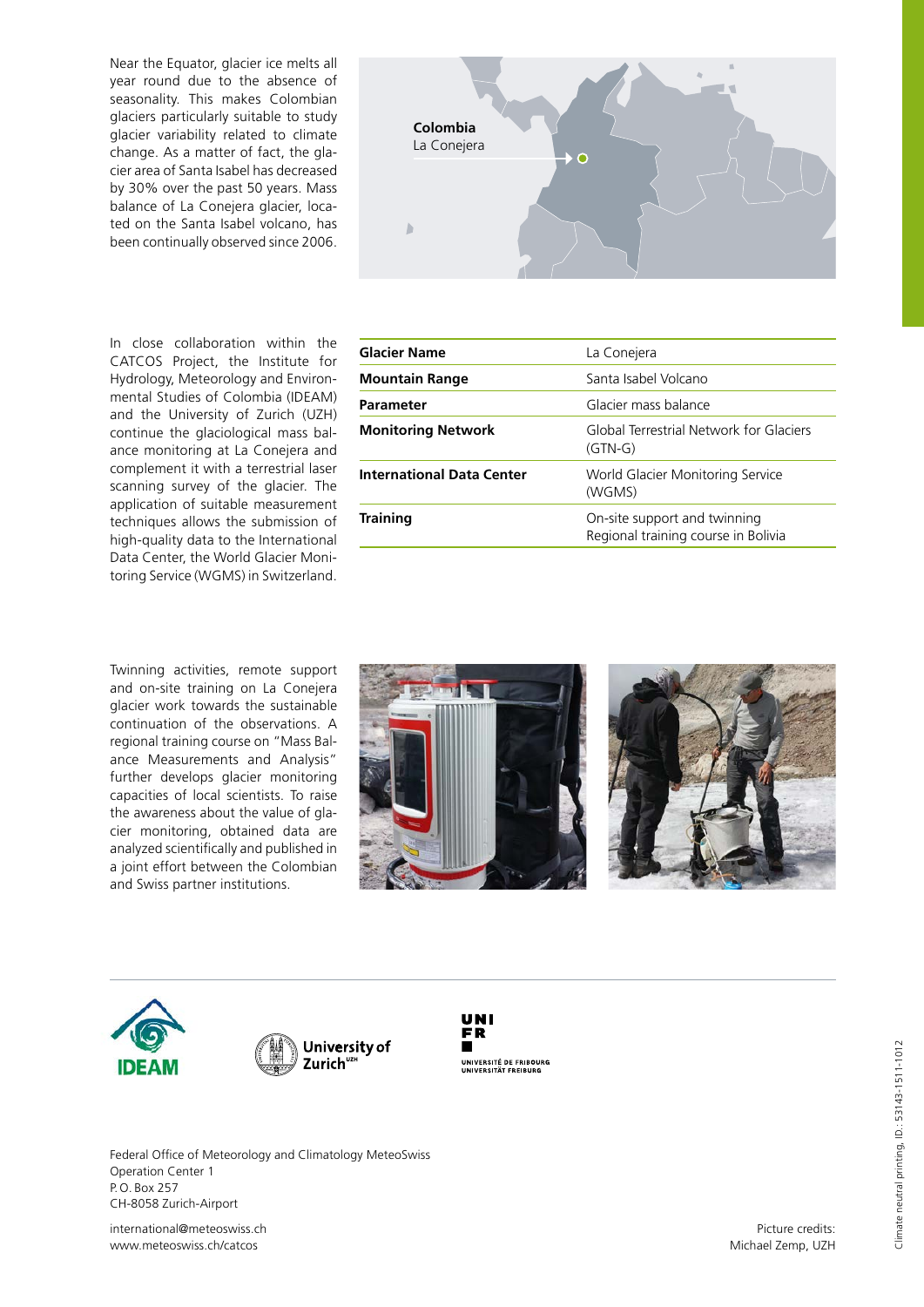Near the Equator, glacier ice melts all year round due to the absence of seasonality. This makes Colombian glaciers particularly suitable to study glacier variability related to climate change. As a matter of fact, the glacier area of Santa Isabel has decreased by 30% over the past 50 years. Mass balance of La Conejera glacier, located on the Santa Isabel volcano, has been continually observed since 2006.

**Colombia**
La Conejera

In close collaboration within the CATCOS Project, the Institute for Hydrology, Meteorology and Environmental Studies of Colombia (IDEAM) and the University of Zurich (UZH) continue the glaciological mass balance monitoring at La Conejera and complement it with a terrestrial laser scanning survey of the glacier. The application of suitable measurement techniques allows the submission of high-quality data to the International Data Center, the World Glacier Monitoring Service (WGMS) in Switzerland.

| | |
|---|---|
| **Glacier Name** | La Conejera |
| **Mountain Range** | Santa Isabel Volcano |
| **Parameter** | Glacier mass balance |
| **Monitoring Network** | Global Terrestrial Network for Glaciers (GTN-G) |
| **International Data Center** | World Glacier Monitoring Service (WGMS) |
| **Training** | On-site support and twinning<br>Regional training course in Bolivia |

Twinning activities, remote support and on-site training on La Conejera glacier work towards the sustainable continuation of the observations. A regional training course on "Mass Balance Measurements and Analysis" further develops glacier monitoring capacities of local scientists. To raise the awareness about the value of glacier monitoring, obtained data are analyzed scientifically and published in a joint effort between the Colombian and Swiss partner institutions.

IDEAM

University of Zurich[UZH]

UNI FR
UNIVERSITÉ DE FRIBOURG
UNIVERSITÄT FREIBURG

Federal Office of Meteorology and Climatology MeteoSwiss
Operation Center 1
P. O. Box 257
CH-8058 Zurich-Airport

international@meteoswiss.ch
www.meteoswiss.ch/catcos

Picture credits:
Michael Zemp, UZH

Climate neutral printing, ID.: 53143-1511-1012